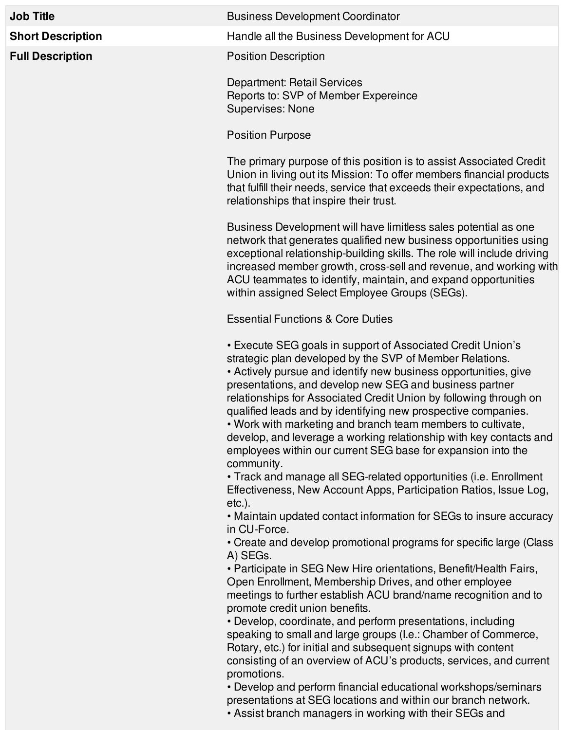| | |
|---|---|
| **Job Title** | Business Development Coordinator |
| **Short Description** | Handle all the Business Development for ACU |
| **Full Description** | Position Description<br><br>Department: Retail Services<br>Reports to: SVP of Member Expereince<br>Supervises: None<br><br>Position Purpose<br><br>The primary purpose of this position is to assist Associated Credit Union in living out its Mission: To offer members financial products that fulfill their needs, service that exceeds their expectations, and relationships that inspire their trust.<br><br>Business Development will have limitless sales potential as one network that generates qualified new business opportunities using exceptional relationship-building skills. The role will include driving increased member growth, cross-sell and revenue, and working with ACU teammates to identify, maintain, and expand opportunities within assigned Select Employee Groups (SEGs).<br><br>Essential Functions & Core Duties<br><br>• Execute SEG goals in support of Associated Credit Union's strategic plan developed by the SVP of Member Relations.<br>• Actively pursue and identify new business opportunities, give presentations, and develop new SEG and business partner relationships for Associated Credit Union by following through on qualified leads and by identifying new prospective companies.<br>• Work with marketing and branch team members to cultivate, develop, and leverage a working relationship with key contacts and employees within our current SEG base for expansion into the community.<br>• Track and manage all SEG-related opportunities (i.e. Enrollment Effectiveness, New Account Apps, Participation Ratios, Issue Log, etc.).<br>• Maintain updated contact information for SEGs to insure accuracy in CU-Force.<br>• Create and develop promotional programs for specific large (Class A) SEGs.<br>• Participate in SEG New Hire orientations, Benefit/Health Fairs, Open Enrollment, Membership Drives, and other employee meetings to further establish ACU brand/name recognition and to promote credit union benefits.<br>• Develop, coordinate, and perform presentations, including speaking to small and large groups (I.e.: Chamber of Commerce, Rotary, etc.) for initial and subsequent signups with content consisting of an overview of ACU's products, services, and current promotions.<br>• Develop and perform financial educational workshops/seminars presentations at SEG locations and within our branch network.<br>• Assist branch managers in working with their SEGs and |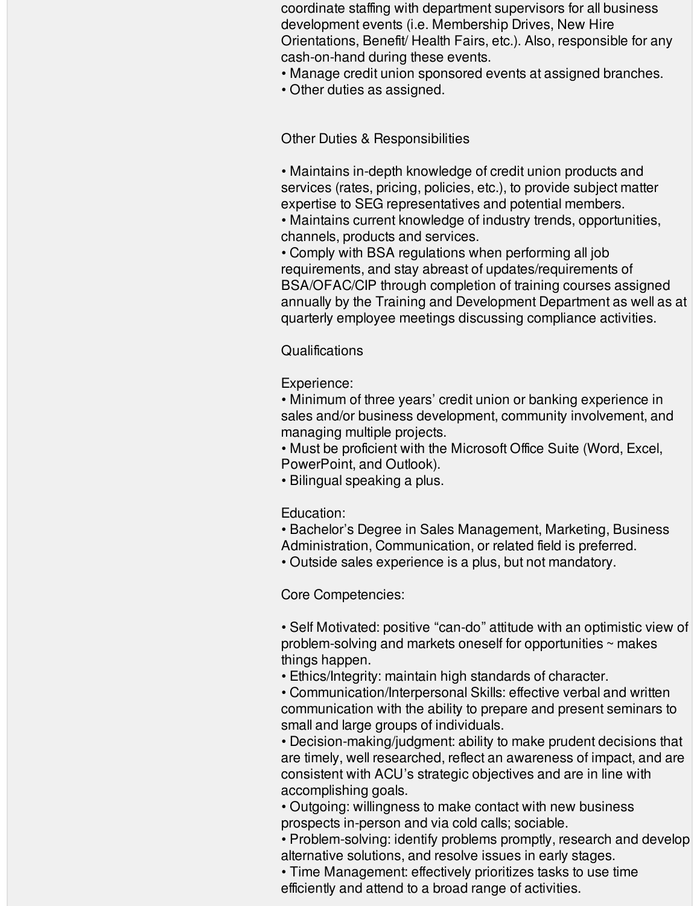coordinate staffing with department supervisors for all business development events (i.e. Membership Drives, New Hire Orientations, Benefit/ Health Fairs, etc.). Also, responsible for any cash-on-hand during these events.
- Manage credit union sponsored events at assigned branches.
- Other duties as assigned.

Other Duties & Responsibilities

- Maintains in-depth knowledge of credit union products and services (rates, pricing, policies, etc.), to provide subject matter expertise to SEG representatives and potential members.
- Maintains current knowledge of industry trends, opportunities, channels, products and services.
- Comply with BSA regulations when performing all job requirements, and stay abreast of updates/requirements of BSA/OFAC/CIP through completion of training courses assigned annually by the Training and Development Department as well as at quarterly employee meetings discussing compliance activities.

Qualifications

Experience:
- Minimum of three years' credit union or banking experience in sales and/or business development, community involvement, and managing multiple projects.
- Must be proficient with the Microsoft Office Suite (Word, Excel, PowerPoint, and Outlook).
- Bilingual speaking a plus.

Education:
- Bachelor's Degree in Sales Management, Marketing, Business Administration, Communication, or related field is preferred.
- Outside sales experience is a plus, but not mandatory.

Core Competencies:

- Self Motivated: positive "can-do" attitude with an optimistic view of problem-solving and markets oneself for opportunities ~ makes things happen.
- Ethics/Integrity: maintain high standards of character.
- Communication/Interpersonal Skills: effective verbal and written communication with the ability to prepare and present seminars to small and large groups of individuals.
- Decision-making/judgment: ability to make prudent decisions that are timely, well researched, reflect an awareness of impact, and are consistent with ACU's strategic objectives and are in line with accomplishing goals.
- Outgoing: willingness to make contact with new business prospects in-person and via cold calls; sociable.
- Problem-solving: identify problems promptly, research and develop alternative solutions, and resolve issues in early stages.
- Time Management: effectively prioritizes tasks to use time efficiently and attend to a broad range of activities.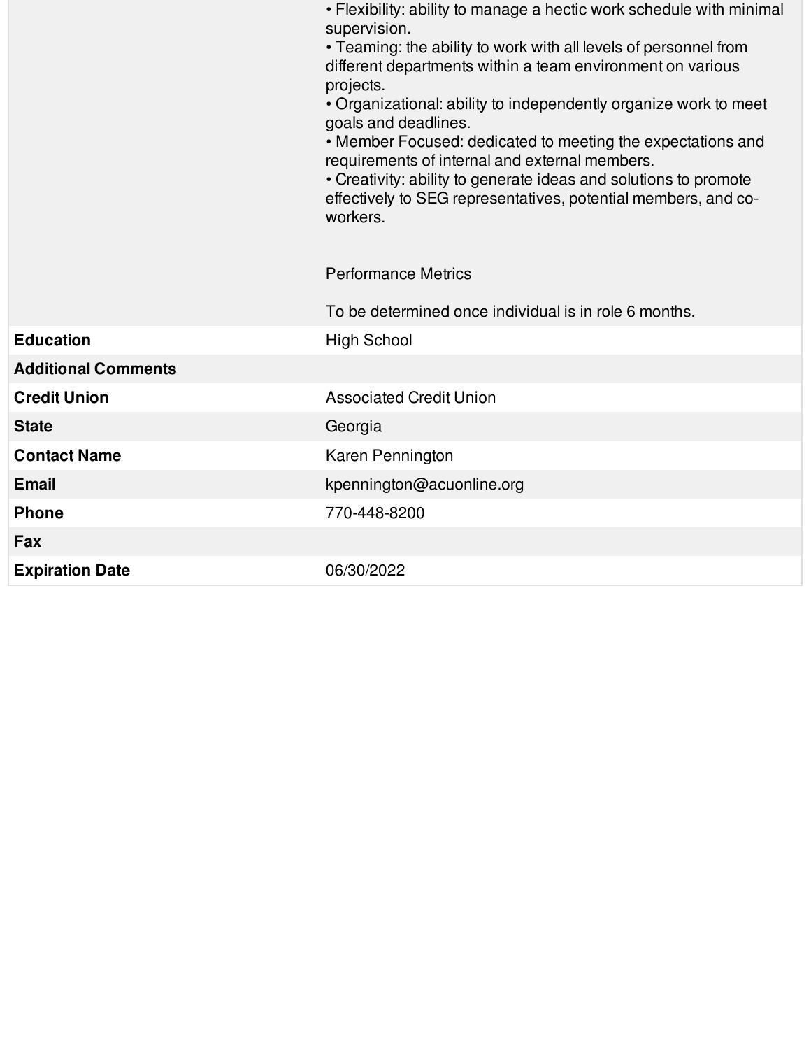| | |
|---|---|
| | • Flexibility: ability to manage a hectic work schedule with minimal supervision.<br>• Teaming: the ability to work with all levels of personnel from different departments within a team environment on various projects.<br>• Organizational: ability to independently organize work to meet goals and deadlines.<br>• Member Focused: dedicated to meeting the expectations and requirements of internal and external members.<br>• Creativity: ability to generate ideas and solutions to promote effectively to SEG representatives, potential members, and co-workers.<br><br>Performance Metrics<br><br>To be determined once individual is in role 6 months. |
| **Education** | High School |
| **Additional Comments** | |
| **Credit Union** | Associated Credit Union |
| **State** | Georgia |
| **Contact Name** | Karen Pennington |
| **Email** | kpennington@acuonline.org |
| **Phone** | 770-448-8200 |
| **Fax** | |
| **Expiration Date** | 06/30/2022 |